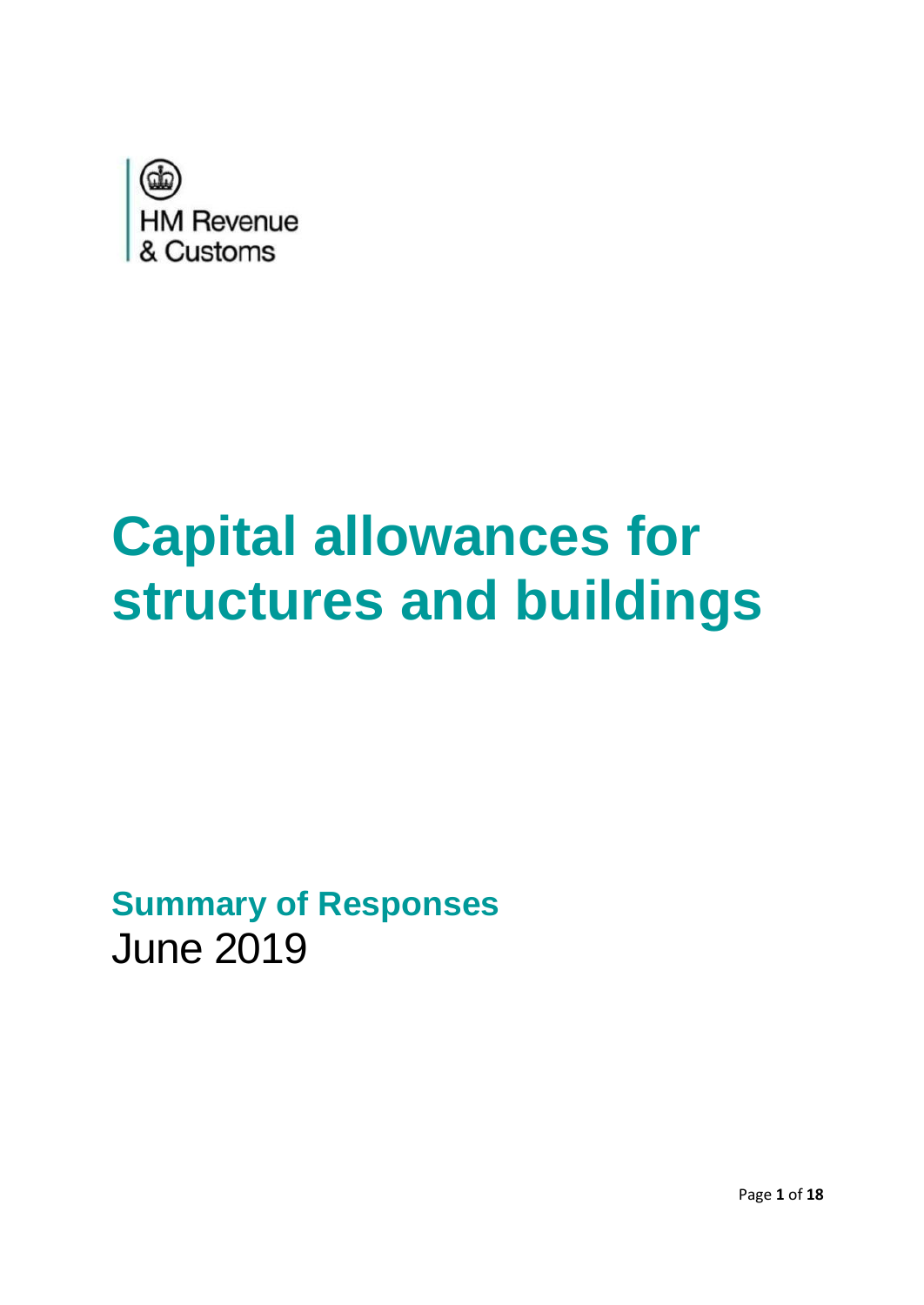HM Revenue & Customs

# Capital allowances for structures and buildings

## Summary of Responses

June 2019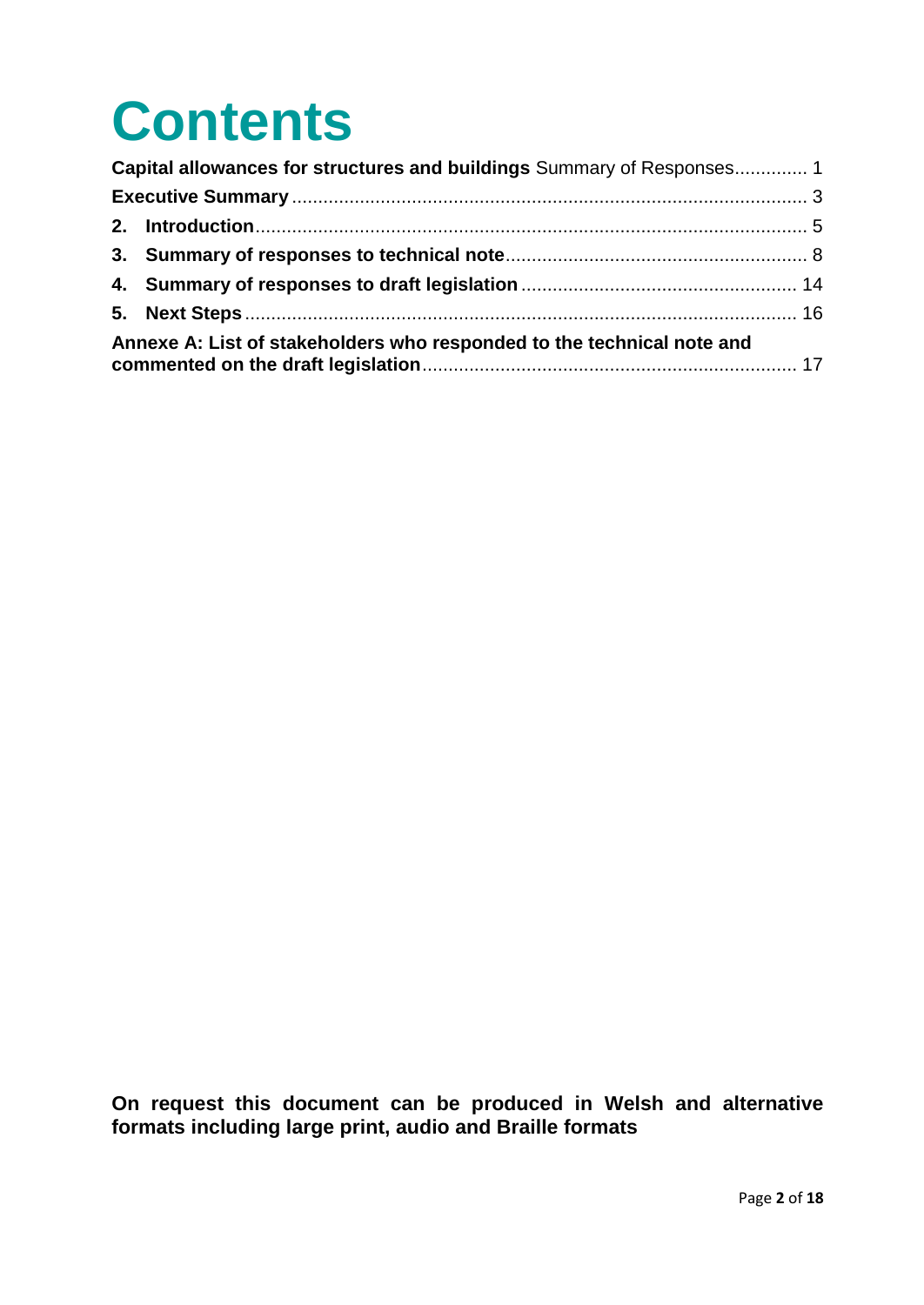# Contents

**Capital allowances for structures and buildings** Summary of Responses.............. 1

**Executive Summary** ........................................................................................... 3

**2. Introduction**.................................................................................................. 5

**3. Summary of responses to technical note**.......................................................... 8

**4. Summary of responses to draft legislation** ..................................................... 14

**5. Next Steps** ................................................................................................... 16

**Annexe A: List of stakeholders who responded to the technical note and commented on the draft legislation**........................................................................ 17

**On request this document can be produced in Welsh and alternative formats including large print, audio and Braille formats**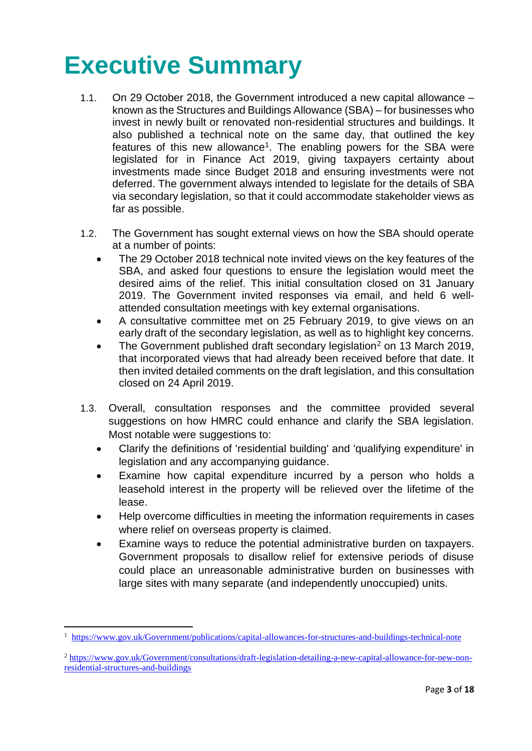# Executive Summary

1.1. On 29 October 2018, the Government introduced a new capital allowance – known as the Structures and Buildings Allowance (SBA) – for businesses who invest in newly built or renovated non-residential structures and buildings. It also published a technical note on the same day, that outlined the key features of this new allowance[1]. The enabling powers for the SBA were legislated for in Finance Act 2019, giving taxpayers certainty about investments made since Budget 2018 and ensuring investments were not deferred. The government always intended to legislate for the details of SBA via secondary legislation, so that it could accommodate stakeholder views as far as possible.

1.2. The Government has sought external views on how the SBA should operate at a number of points:

- The 29 October 2018 technical note invited views on the key features of the SBA, and asked four questions to ensure the legislation would meet the desired aims of the relief. This initial consultation closed on 31 January 2019. The Government invited responses via email, and held 6 well-attended consultation meetings with key external organisations.
- A consultative committee met on 25 February 2019, to give views on an early draft of the secondary legislation, as well as to highlight key concerns.
- The Government published draft secondary legislation[2] on 13 March 2019, that incorporated views that had already been received before that date. It then invited detailed comments on the draft legislation, and this consultation closed on 24 April 2019.

1.3. Overall, consultation responses and the committee provided several suggestions on how HMRC could enhance and clarify the SBA legislation. Most notable were suggestions to:

- Clarify the definitions of 'residential building' and 'qualifying expenditure' in legislation and any accompanying guidance.
- Examine how capital expenditure incurred by a person who holds a leasehold interest in the property will be relieved over the lifetime of the lease.
- Help overcome difficulties in meeting the information requirements in cases where relief on overseas property is claimed.
- Examine ways to reduce the potential administrative burden on taxpayers. Government proposals to disallow relief for extensive periods of disuse could place an unreasonable administrative burden on businesses with large sites with many separate (and independently unoccupied) units.

---

[1] https://www.gov.uk/Government/publications/capital-allowances-for-structures-and-buildings-technical-note

[2] https://www.gov.uk/Government/consultations/draft-legislation-detailing-a-new-capital-allowance-for-new-non-residential-structures-and-buildings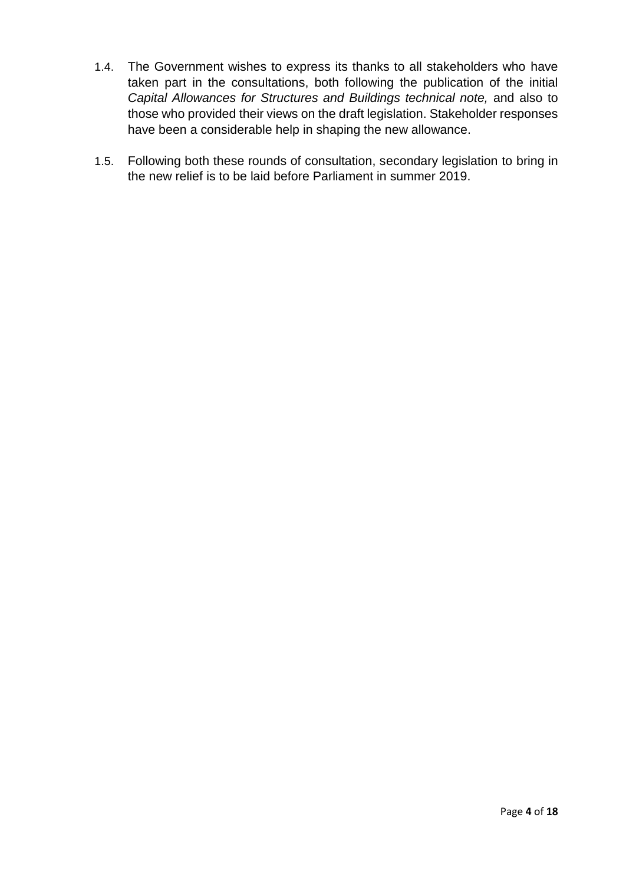1.4. The Government wishes to express its thanks to all stakeholders who have taken part in the consultations, both following the publication of the initial *Capital Allowances for Structures and Buildings technical note,* and also to those who provided their views on the draft legislation. Stakeholder responses have been a considerable help in shaping the new allowance.

1.5. Following both these rounds of consultation, secondary legislation to bring in the new relief is to be laid before Parliament in summer 2019.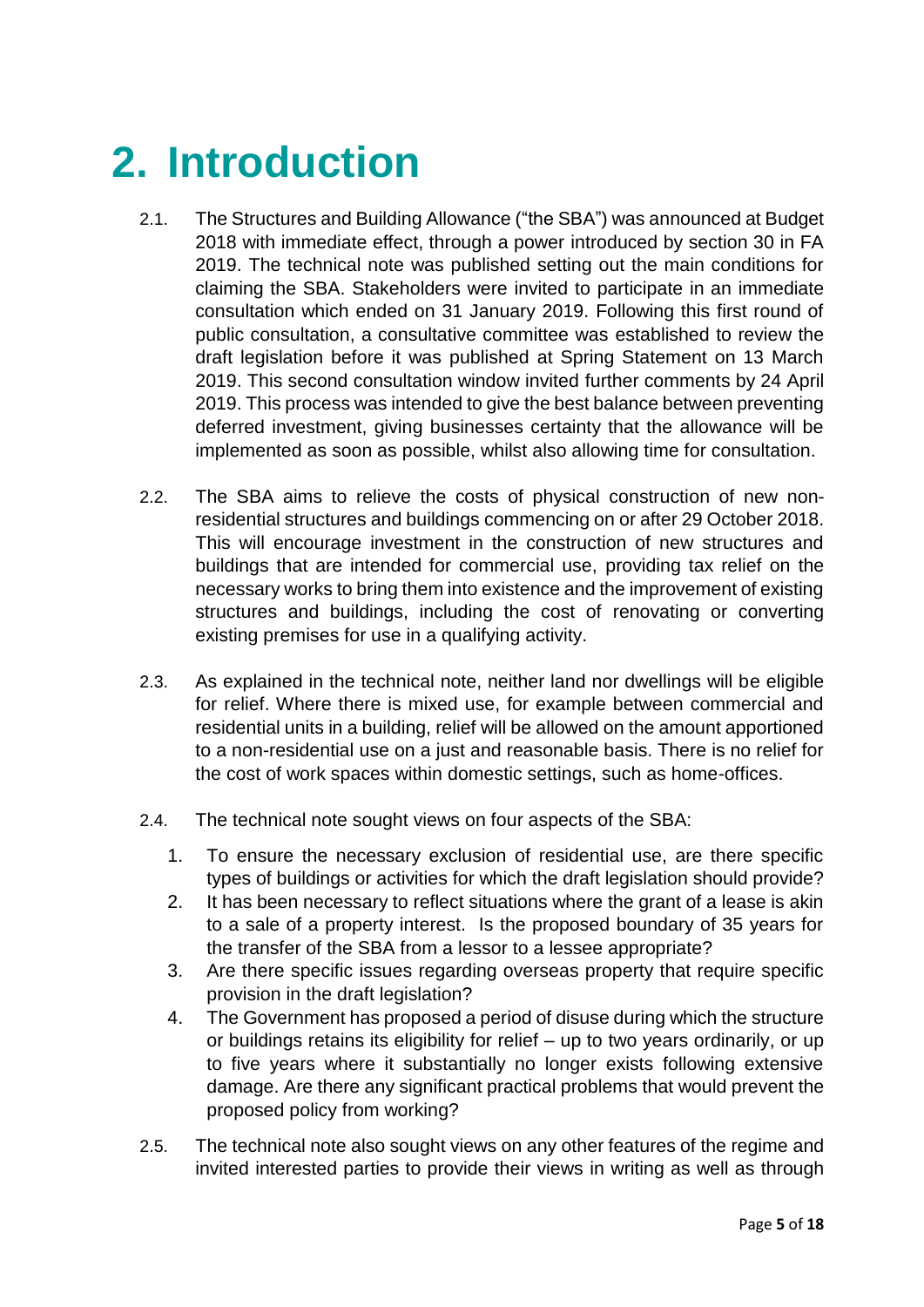# 2. Introduction

2.1. The Structures and Building Allowance ("the SBA") was announced at Budget 2018 with immediate effect, through a power introduced by section 30 in FA 2019. The technical note was published setting out the main conditions for claiming the SBA. Stakeholders were invited to participate in an immediate consultation which ended on 31 January 2019. Following this first round of public consultation, a consultative committee was established to review the draft legislation before it was published at Spring Statement on 13 March 2019. This second consultation window invited further comments by 24 April 2019. This process was intended to give the best balance between preventing deferred investment, giving businesses certainty that the allowance will be implemented as soon as possible, whilst also allowing time for consultation.

2.2. The SBA aims to relieve the costs of physical construction of new non-residential structures and buildings commencing on or after 29 October 2018. This will encourage investment in the construction of new structures and buildings that are intended for commercial use, providing tax relief on the necessary works to bring them into existence and the improvement of existing structures and buildings, including the cost of renovating or converting existing premises for use in a qualifying activity.

2.3. As explained in the technical note, neither land nor dwellings will be eligible for relief. Where there is mixed use, for example between commercial and residential units in a building, relief will be allowed on the amount apportioned to a non-residential use on a just and reasonable basis. There is no relief for the cost of work spaces within domestic settings, such as home-offices.

2.4. The technical note sought views on four aspects of the SBA:

1. To ensure the necessary exclusion of residential use, are there specific types of buildings or activities for which the draft legislation should provide?
2. It has been necessary to reflect situations where the grant of a lease is akin to a sale of a property interest. Is the proposed boundary of 35 years for the transfer of the SBA from a lessor to a lessee appropriate?
3. Are there specific issues regarding overseas property that require specific provision in the draft legislation?
4. The Government has proposed a period of disuse during which the structure or buildings retains its eligibility for relief – up to two years ordinarily, or up to five years where it substantially no longer exists following extensive damage. Are there any significant practical problems that would prevent the proposed policy from working?

2.5. The technical note also sought views on any other features of the regime and invited interested parties to provide their views in writing as well as through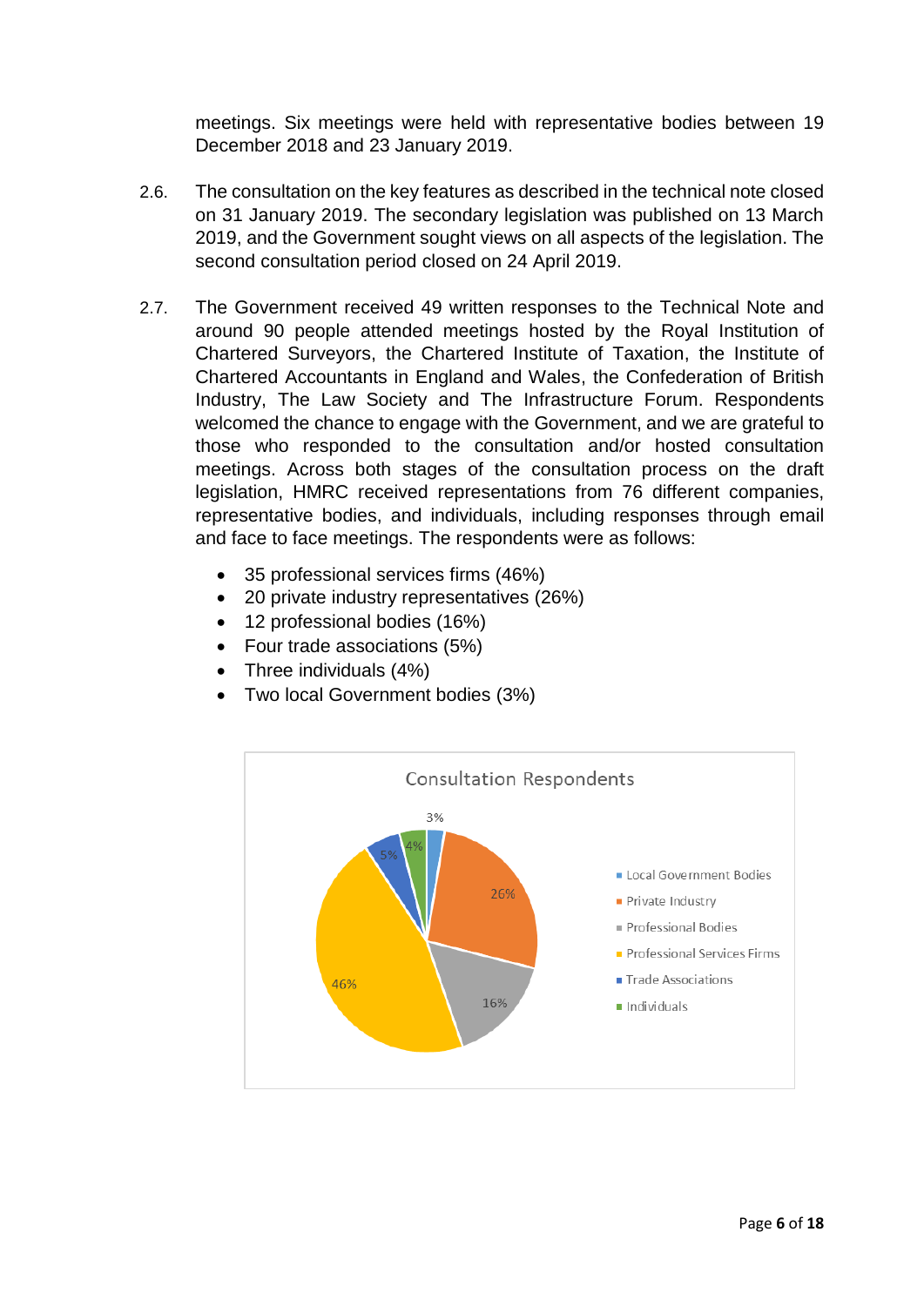meetings. Six meetings were held with representative bodies between 19 December 2018 and 23 January 2019.

2.6. The consultation on the key features as described in the technical note closed on 31 January 2019. The secondary legislation was published on 13 March 2019, and the Government sought views on all aspects of the legislation. The second consultation period closed on 24 April 2019.

2.7. The Government received 49 written responses to the Technical Note and around 90 people attended meetings hosted by the Royal Institution of Chartered Surveyors, the Chartered Institute of Taxation, the Institute of Chartered Accountants in England and Wales, the Confederation of British Industry, The Law Society and The Infrastructure Forum. Respondents welcomed the chance to engage with the Government, and we are grateful to those who responded to the consultation and/or hosted consultation meetings. Across both stages of the consultation process on the draft legislation, HMRC received representations from 76 different companies, representative bodies, and individuals, including responses through email and face to face meetings. The respondents were as follows:

- 35 professional services firms (46%)
- 20 private industry representatives (26%)
- 12 professional bodies (16%)
- Four trade associations (5%)
- Three individuals (4%)
- Two local Government bodies (3%)

Consultation Respondents

| Respondent type | Share |
|---|---|
| Local Government Bodies | 3% |
| Private Industry | 26% |
| Professional Bodies | 16% |
| Professional Services Firms | 46% |
| Trade Associations | 5% |
| Individuals | 4% |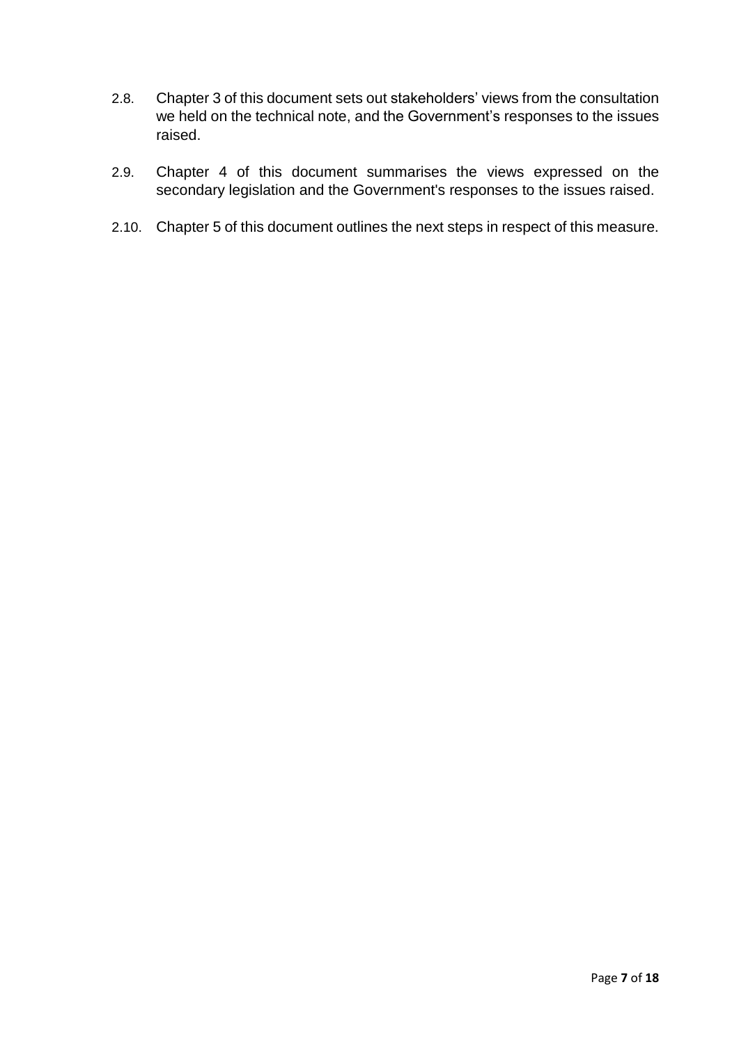2.8. Chapter 3 of this document sets out stakeholders' views from the consultation we held on the technical note, and the Government's responses to the issues raised.

2.9. Chapter 4 of this document summarises the views expressed on the secondary legislation and the Government's responses to the issues raised.

2.10. Chapter 5 of this document outlines the next steps in respect of this measure.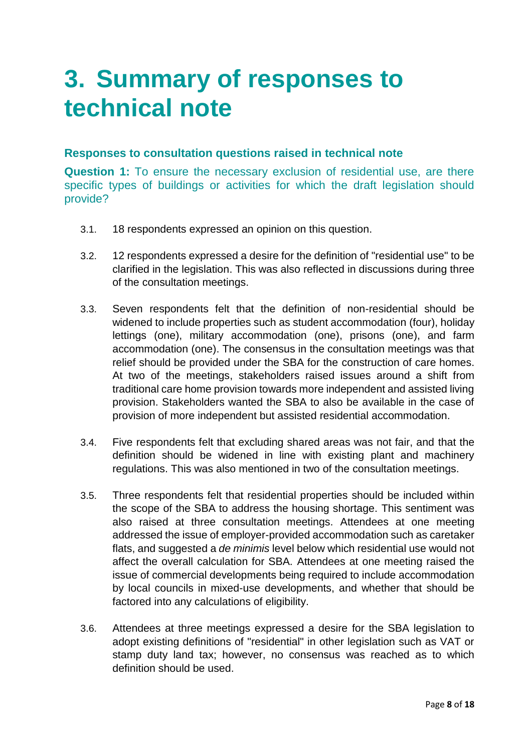# 3. Summary of responses to technical note

### Responses to consultation questions raised in technical note

**Question 1:** To ensure the necessary exclusion of residential use, are there specific types of buildings or activities for which the draft legislation should provide?

3.1. 18 respondents expressed an opinion on this question.

3.2. 12 respondents expressed a desire for the definition of "residential use" to be clarified in the legislation. This was also reflected in discussions during three of the consultation meetings.

3.3. Seven respondents felt that the definition of non-residential should be widened to include properties such as student accommodation (four), holiday lettings (one), military accommodation (one), prisons (one), and farm accommodation (one). The consensus in the consultation meetings was that relief should be provided under the SBA for the construction of care homes. At two of the meetings, stakeholders raised issues around a shift from traditional care home provision towards more independent and assisted living provision. Stakeholders wanted the SBA to also be available in the case of provision of more independent but assisted residential accommodation.

3.4. Five respondents felt that excluding shared areas was not fair, and that the definition should be widened in line with existing plant and machinery regulations. This was also mentioned in two of the consultation meetings.

3.5. Three respondents felt that residential properties should be included within the scope of the SBA to address the housing shortage. This sentiment was also raised at three consultation meetings. Attendees at one meeting addressed the issue of employer-provided accommodation such as caretaker flats, and suggested a *de minimis* level below which residential use would not affect the overall calculation for SBA. Attendees at one meeting raised the issue of commercial developments being required to include accommodation by local councils in mixed-use developments, and whether that should be factored into any calculations of eligibility.

3.6. Attendees at three meetings expressed a desire for the SBA legislation to adopt existing definitions of "residential" in other legislation such as VAT or stamp duty land tax; however, no consensus was reached as to which definition should be used.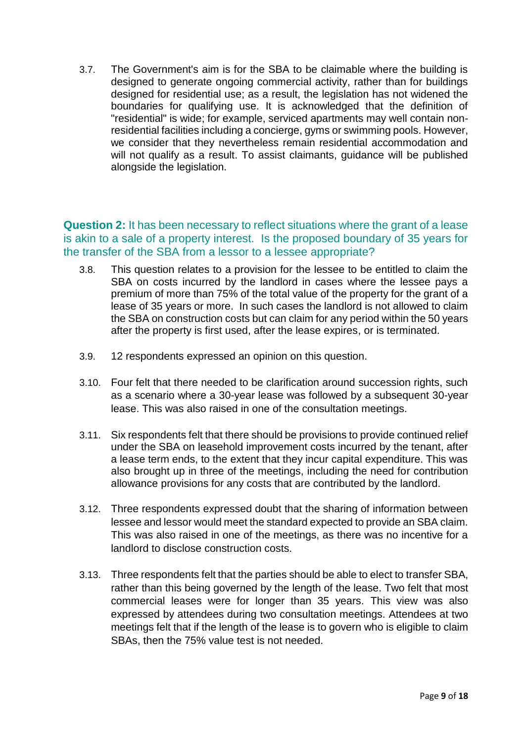3.7. The Government's aim is for the SBA to be claimable where the building is designed to generate ongoing commercial activity, rather than for buildings designed for residential use; as a result, the legislation has not widened the boundaries for qualifying use. It is acknowledged that the definition of "residential" is wide; for example, serviced apartments may well contain non-residential facilities including a concierge, gyms or swimming pools. However, we consider that they nevertheless remain residential accommodation and will not qualify as a result. To assist claimants, guidance will be published alongside the legislation.

**Question 2:** It has been necessary to reflect situations where the grant of a lease is akin to a sale of a property interest. Is the proposed boundary of 35 years for the transfer of the SBA from a lessor to a lessee appropriate?

3.8. This question relates to a provision for the lessee to be entitled to claim the SBA on costs incurred by the landlord in cases where the lessee pays a premium of more than 75% of the total value of the property for the grant of a lease of 35 years or more. In such cases the landlord is not allowed to claim the SBA on construction costs but can claim for any period within the 50 years after the property is first used, after the lease expires, or is terminated.

3.9. 12 respondents expressed an opinion on this question.

3.10. Four felt that there needed to be clarification around succession rights, such as a scenario where a 30-year lease was followed by a subsequent 30-year lease. This was also raised in one of the consultation meetings.

3.11. Six respondents felt that there should be provisions to provide continued relief under the SBA on leasehold improvement costs incurred by the tenant, after a lease term ends, to the extent that they incur capital expenditure. This was also brought up in three of the meetings, including the need for contribution allowance provisions for any costs that are contributed by the landlord.

3.12. Three respondents expressed doubt that the sharing of information between lessee and lessor would meet the standard expected to provide an SBA claim. This was also raised in one of the meetings, as there was no incentive for a landlord to disclose construction costs.

3.13. Three respondents felt that the parties should be able to elect to transfer SBA, rather than this being governed by the length of the lease. Two felt that most commercial leases were for longer than 35 years. This view was also expressed by attendees during two consultation meetings. Attendees at two meetings felt that if the length of the lease is to govern who is eligible to claim SBAs, then the 75% value test is not needed.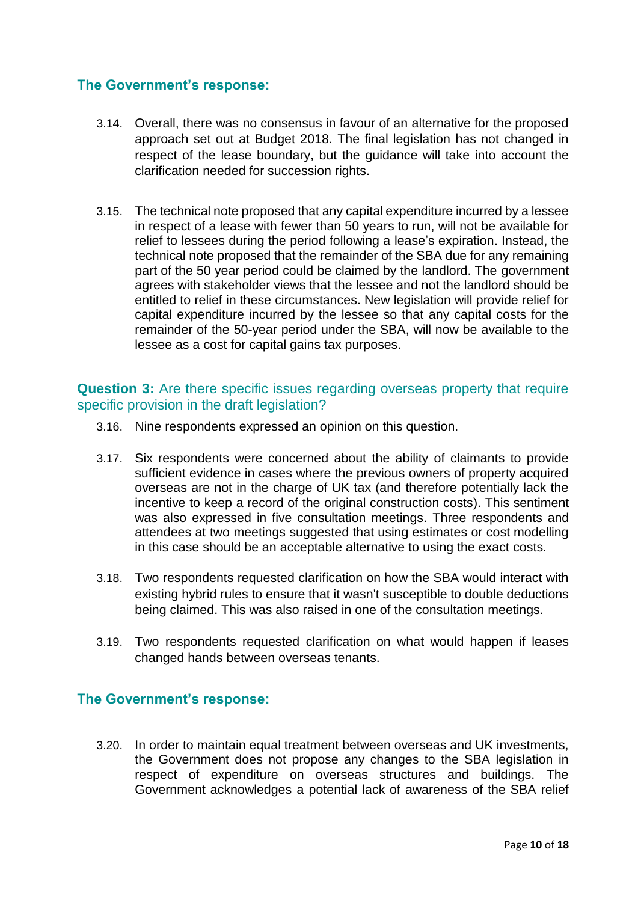### The Government's response:

3.14. Overall, there was no consensus in favour of an alternative for the proposed approach set out at Budget 2018. The final legislation has not changed in respect of the lease boundary, but the guidance will take into account the clarification needed for succession rights.

3.15. The technical note proposed that any capital expenditure incurred by a lessee in respect of a lease with fewer than 50 years to run, will not be available for relief to lessees during the period following a lease's expiration. Instead, the technical note proposed that the remainder of the SBA due for any remaining part of the 50 year period could be claimed by the landlord. The government agrees with stakeholder views that the lessee and not the landlord should be entitled to relief in these circumstances. New legislation will provide relief for capital expenditure incurred by the lessee so that any capital costs for the remainder of the 50-year period under the SBA, will now be available to the lessee as a cost for capital gains tax purposes.

### **Question 3:** Are there specific issues regarding overseas property that require specific provision in the draft legislation?

3.16. Nine respondents expressed an opinion on this question.

3.17. Six respondents were concerned about the ability of claimants to provide sufficient evidence in cases where the previous owners of property acquired overseas are not in the charge of UK tax (and therefore potentially lack the incentive to keep a record of the original construction costs). This sentiment was also expressed in five consultation meetings. Three respondents and attendees at two meetings suggested that using estimates or cost modelling in this case should be an acceptable alternative to using the exact costs.

3.18. Two respondents requested clarification on how the SBA would interact with existing hybrid rules to ensure that it wasn't susceptible to double deductions being claimed. This was also raised in one of the consultation meetings.

3.19. Two respondents requested clarification on what would happen if leases changed hands between overseas tenants.

### The Government's response:

3.20. In order to maintain equal treatment between overseas and UK investments, the Government does not propose any changes to the SBA legislation in respect of expenditure on overseas structures and buildings. The Government acknowledges a potential lack of awareness of the SBA relief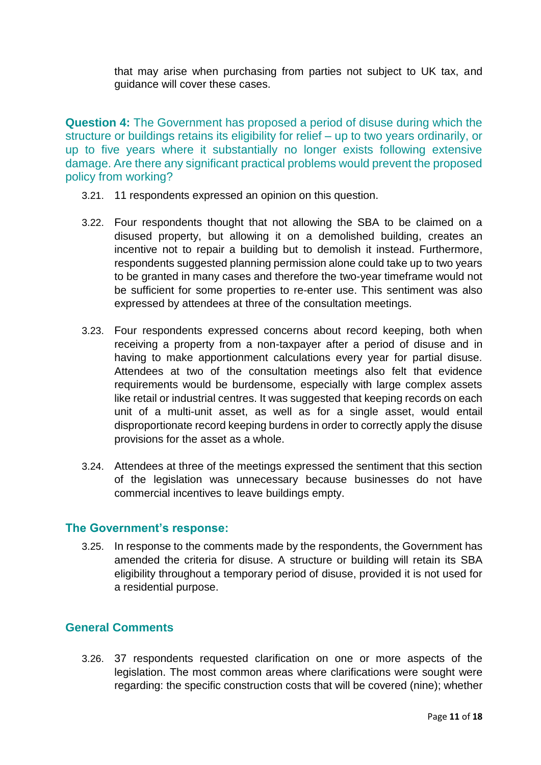that may arise when purchasing from parties not subject to UK tax, and guidance will cover these cases.

**Question 4:** The Government has proposed a period of disuse during which the structure or buildings retains its eligibility for relief – up to two years ordinarily, or up to five years where it substantially no longer exists following extensive damage. Are there any significant practical problems would prevent the proposed policy from working?

3.21. 11 respondents expressed an opinion on this question.

3.22. Four respondents thought that not allowing the SBA to be claimed on a disused property, but allowing it on a demolished building, creates an incentive not to repair a building but to demolish it instead. Furthermore, respondents suggested planning permission alone could take up to two years to be granted in many cases and therefore the two-year timeframe would not be sufficient for some properties to re-enter use. This sentiment was also expressed by attendees at three of the consultation meetings.

3.23. Four respondents expressed concerns about record keeping, both when receiving a property from a non-taxpayer after a period of disuse and in having to make apportionment calculations every year for partial disuse. Attendees at two of the consultation meetings also felt that evidence requirements would be burdensome, especially with large complex assets like retail or industrial centres. It was suggested that keeping records on each unit of a multi-unit asset, as well as for a single asset, would entail disproportionate record keeping burdens in order to correctly apply the disuse provisions for the asset as a whole.

3.24. Attendees at three of the meetings expressed the sentiment that this section of the legislation was unnecessary because businesses do not have commercial incentives to leave buildings empty.

## The Government's response:

3.25. In response to the comments made by the respondents, the Government has amended the criteria for disuse. A structure or building will retain its SBA eligibility throughout a temporary period of disuse, provided it is not used for a residential purpose.

## General Comments

3.26. 37 respondents requested clarification on one or more aspects of the legislation. The most common areas where clarifications were sought were regarding: the specific construction costs that will be covered (nine); whether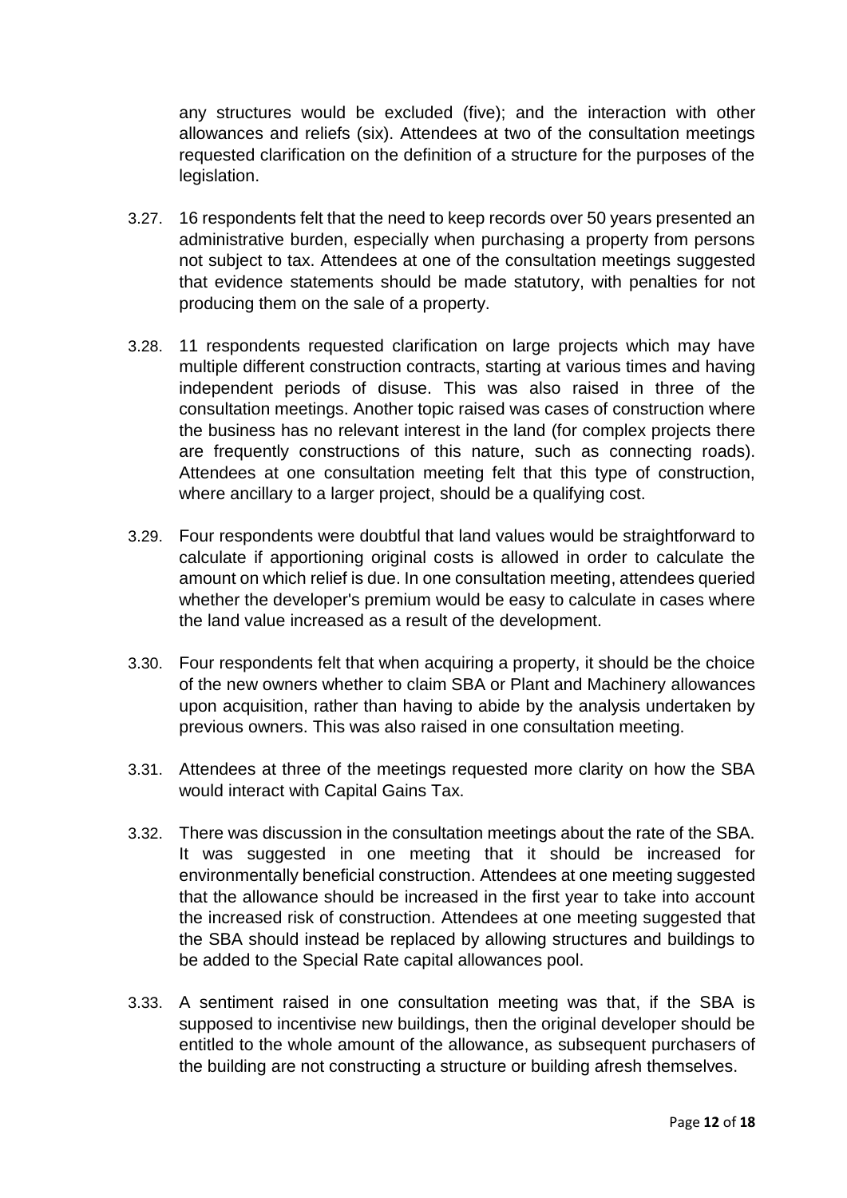any structures would be excluded (five); and the interaction with other allowances and reliefs (six). Attendees at two of the consultation meetings requested clarification on the definition of a structure for the purposes of the legislation.

3.27. 16 respondents felt that the need to keep records over 50 years presented an administrative burden, especially when purchasing a property from persons not subject to tax. Attendees at one of the consultation meetings suggested that evidence statements should be made statutory, with penalties for not producing them on the sale of a property.

3.28. 11 respondents requested clarification on large projects which may have multiple different construction contracts, starting at various times and having independent periods of disuse. This was also raised in three of the consultation meetings. Another topic raised was cases of construction where the business has no relevant interest in the land (for complex projects there are frequently constructions of this nature, such as connecting roads). Attendees at one consultation meeting felt that this type of construction, where ancillary to a larger project, should be a qualifying cost.

3.29. Four respondents were doubtful that land values would be straightforward to calculate if apportioning original costs is allowed in order to calculate the amount on which relief is due. In one consultation meeting, attendees queried whether the developer's premium would be easy to calculate in cases where the land value increased as a result of the development.

3.30. Four respondents felt that when acquiring a property, it should be the choice of the new owners whether to claim SBA or Plant and Machinery allowances upon acquisition, rather than having to abide by the analysis undertaken by previous owners. This was also raised in one consultation meeting.

3.31. Attendees at three of the meetings requested more clarity on how the SBA would interact with Capital Gains Tax.

3.32. There was discussion in the consultation meetings about the rate of the SBA. It was suggested in one meeting that it should be increased for environmentally beneficial construction. Attendees at one meeting suggested that the allowance should be increased in the first year to take into account the increased risk of construction. Attendees at one meeting suggested that the SBA should instead be replaced by allowing structures and buildings to be added to the Special Rate capital allowances pool.

3.33. A sentiment raised in one consultation meeting was that, if the SBA is supposed to incentivise new buildings, then the original developer should be entitled to the whole amount of the allowance, as subsequent purchasers of the building are not constructing a structure or building afresh themselves.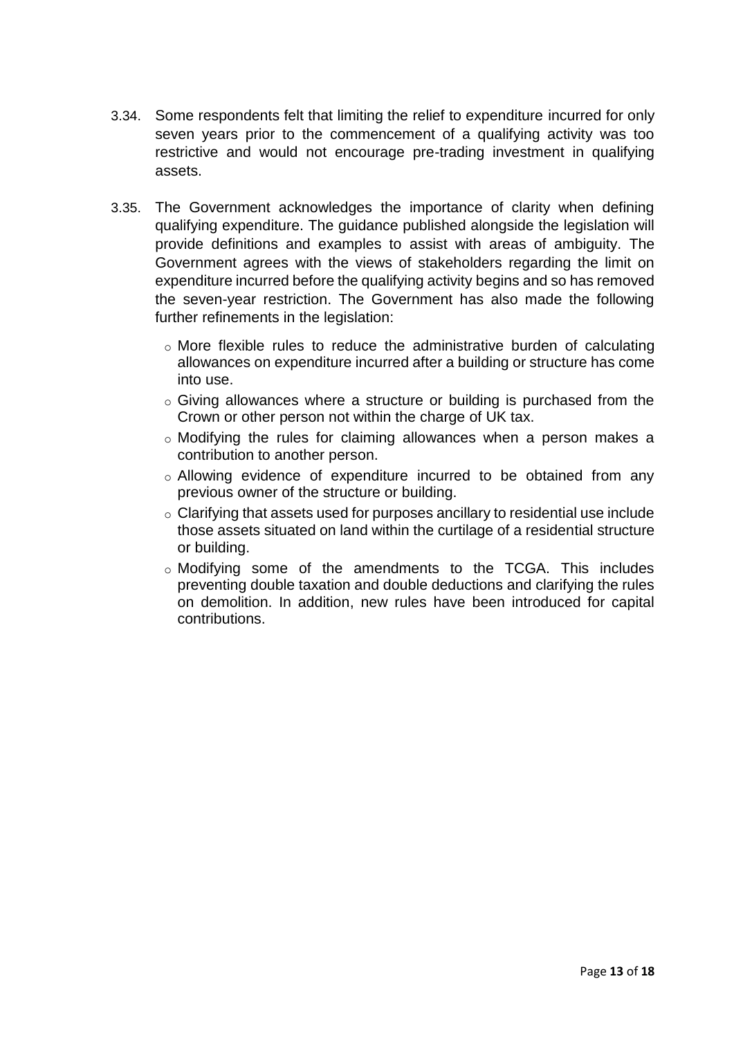3.34. Some respondents felt that limiting the relief to expenditure incurred for only seven years prior to the commencement of a qualifying activity was too restrictive and would not encourage pre-trading investment in qualifying assets.

3.35. The Government acknowledges the importance of clarity when defining qualifying expenditure. The guidance published alongside the legislation will provide definitions and examples to assist with areas of ambiguity. The Government agrees with the views of stakeholders regarding the limit on expenditure incurred before the qualifying activity begins and so has removed the seven-year restriction. The Government has also made the following further refinements in the legislation:

- More flexible rules to reduce the administrative burden of calculating allowances on expenditure incurred after a building or structure has come into use.
- Giving allowances where a structure or building is purchased from the Crown or other person not within the charge of UK tax.
- Modifying the rules for claiming allowances when a person makes a contribution to another person.
- Allowing evidence of expenditure incurred to be obtained from any previous owner of the structure or building.
- Clarifying that assets used for purposes ancillary to residential use include those assets situated on land within the curtilage of a residential structure or building.
- Modifying some of the amendments to the TCGA. This includes preventing double taxation and double deductions and clarifying the rules on demolition. In addition, new rules have been introduced for capital contributions.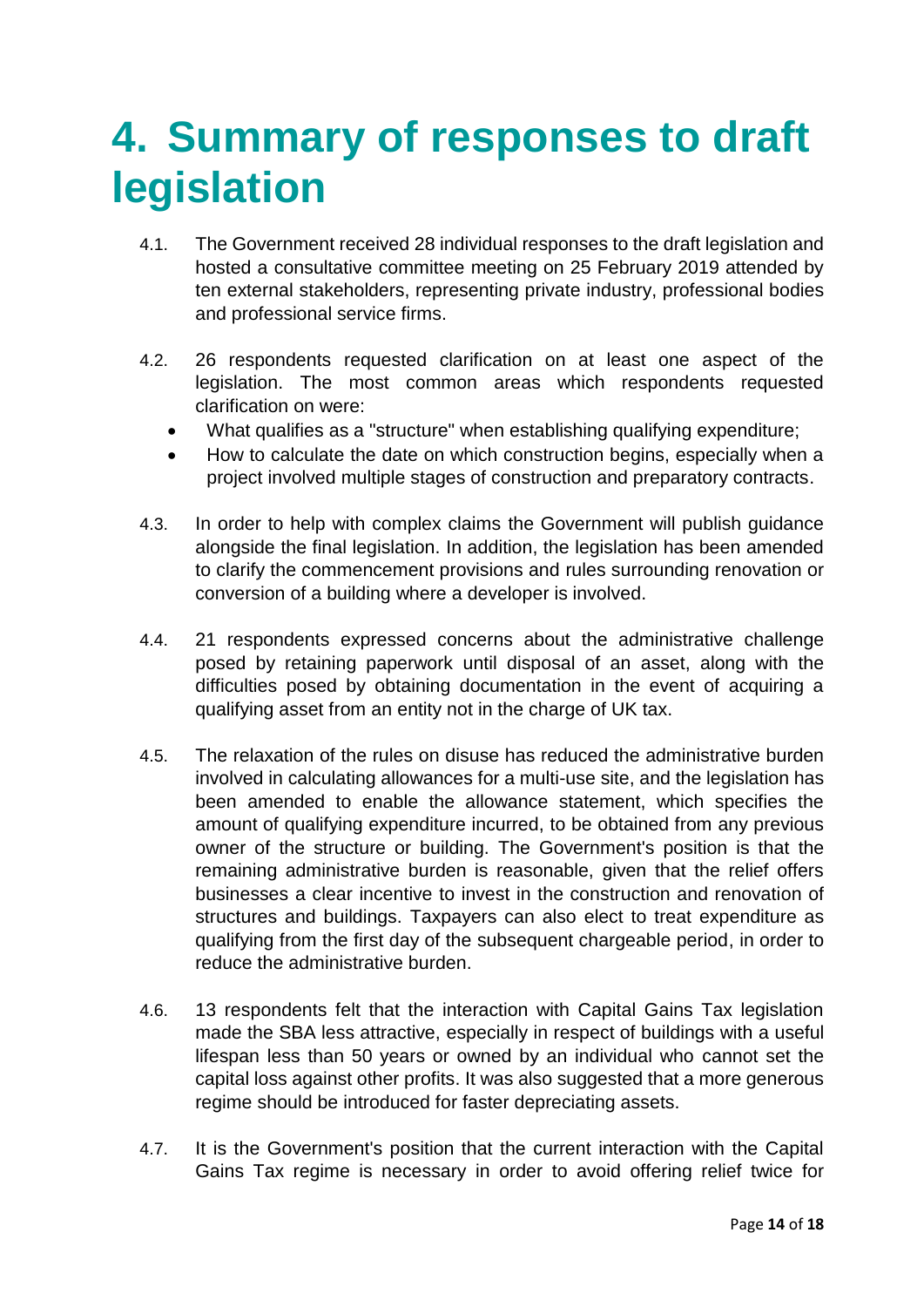# 4. Summary of responses to draft legislation

4.1. The Government received 28 individual responses to the draft legislation and hosted a consultative committee meeting on 25 February 2019 attended by ten external stakeholders, representing private industry, professional bodies and professional service firms.

4.2. 26 respondents requested clarification on at least one aspect of the legislation. The most common areas which respondents requested clarification on were:

- What qualifies as a "structure" when establishing qualifying expenditure;
- How to calculate the date on which construction begins, especially when a project involved multiple stages of construction and preparatory contracts.

4.3. In order to help with complex claims the Government will publish guidance alongside the final legislation. In addition, the legislation has been amended to clarify the commencement provisions and rules surrounding renovation or conversion of a building where a developer is involved.

4.4. 21 respondents expressed concerns about the administrative challenge posed by retaining paperwork until disposal of an asset, along with the difficulties posed by obtaining documentation in the event of acquiring a qualifying asset from an entity not in the charge of UK tax.

4.5. The relaxation of the rules on disuse has reduced the administrative burden involved in calculating allowances for a multi-use site, and the legislation has been amended to enable the allowance statement, which specifies the amount of qualifying expenditure incurred, to be obtained from any previous owner of the structure or building. The Government's position is that the remaining administrative burden is reasonable, given that the relief offers businesses a clear incentive to invest in the construction and renovation of structures and buildings. Taxpayers can also elect to treat expenditure as qualifying from the first day of the subsequent chargeable period, in order to reduce the administrative burden.

4.6. 13 respondents felt that the interaction with Capital Gains Tax legislation made the SBA less attractive, especially in respect of buildings with a useful lifespan less than 50 years or owned by an individual who cannot set the capital loss against other profits. It was also suggested that a more generous regime should be introduced for faster depreciating assets.

4.7. It is the Government's position that the current interaction with the Capital Gains Tax regime is necessary in order to avoid offering relief twice for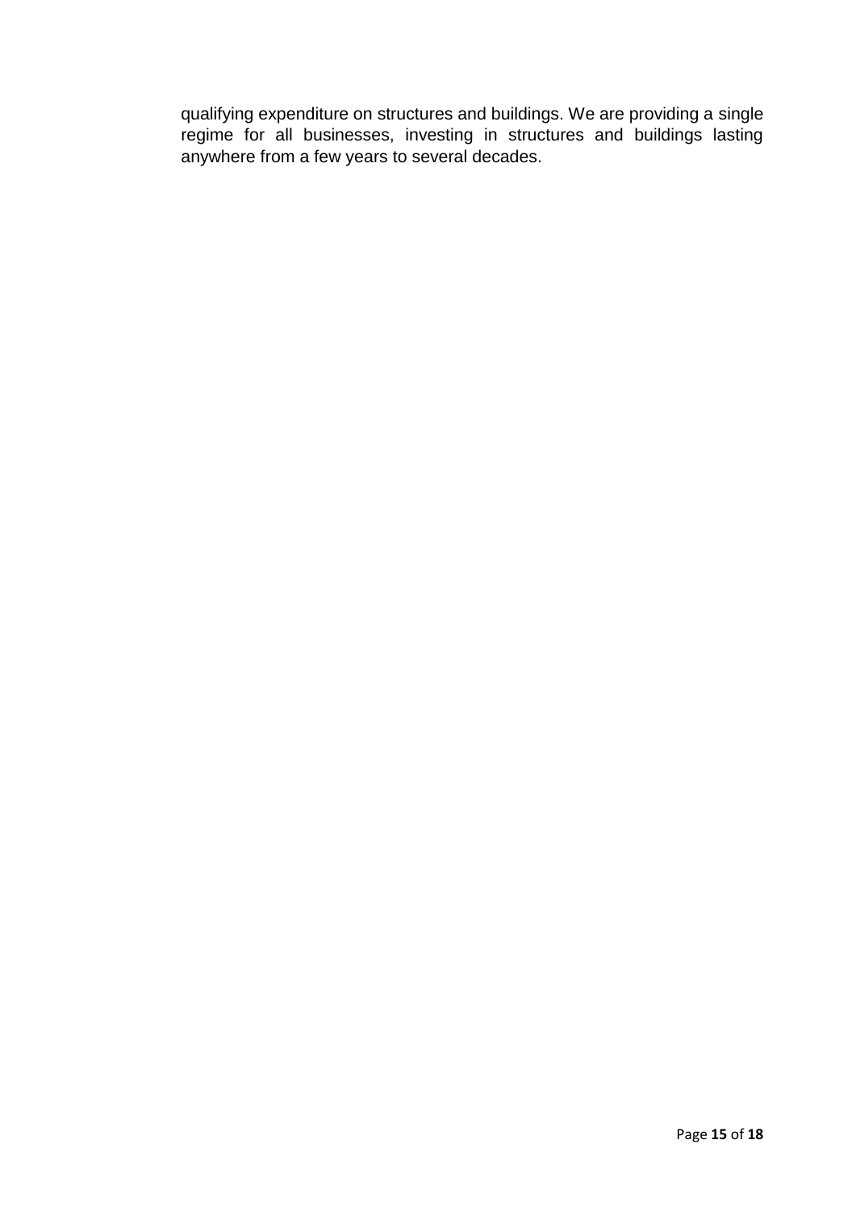qualifying expenditure on structures and buildings. We are providing a single regime for all businesses, investing in structures and buildings lasting anywhere from a few years to several decades.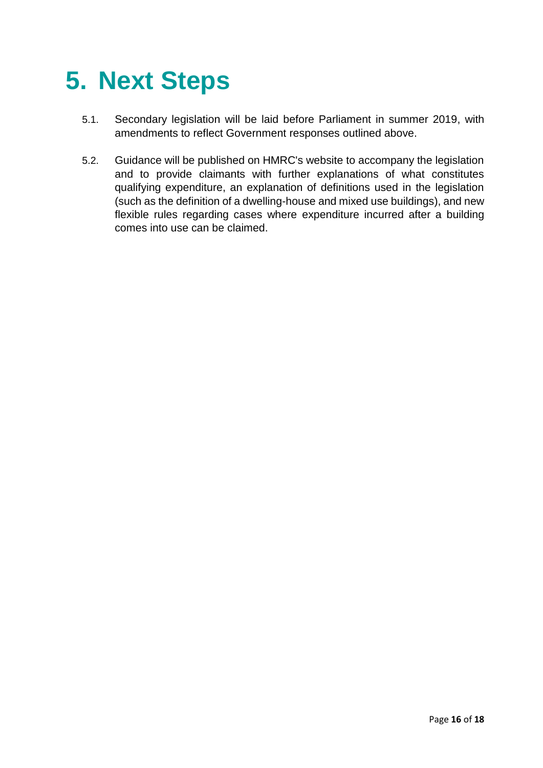# 5. Next Steps

5.1. Secondary legislation will be laid before Parliament in summer 2019, with amendments to reflect Government responses outlined above.

5.2. Guidance will be published on HMRC's website to accompany the legislation and to provide claimants with further explanations of what constitutes qualifying expenditure, an explanation of definitions used in the legislation (such as the definition of a dwelling-house and mixed use buildings), and new flexible rules regarding cases where expenditure incurred after a building comes into use can be claimed.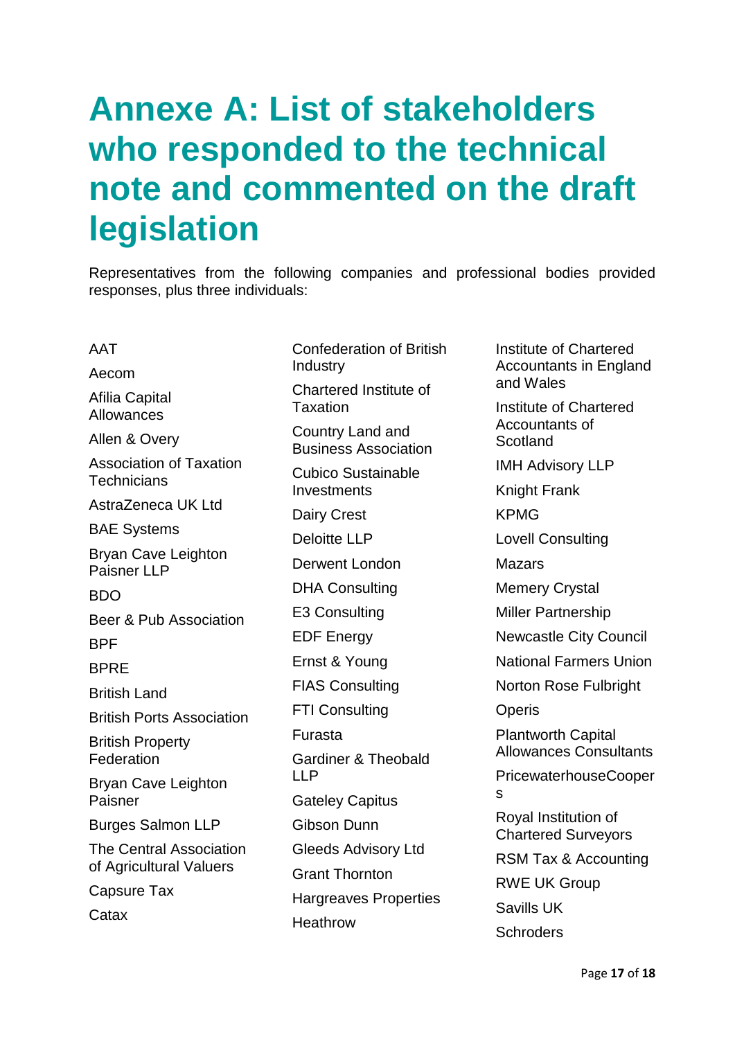# Annexe A: List of stakeholders who responded to the technical note and commented on the draft legislation

Representatives from the following companies and professional bodies provided responses, plus three individuals:

AAT

Aecom

Afilia Capital Allowances

Allen & Overy

Association of Taxation Technicians

AstraZeneca UK Ltd

BAE Systems

Bryan Cave Leighton Paisner LLP

BDO

Beer & Pub Association

BPF

BPRE

British Land

British Ports Association

British Property Federation

Bryan Cave Leighton Paisner

Burges Salmon LLP

The Central Association of Agricultural Valuers

Capsure Tax

Catax

Confederation of British Industry

Chartered Institute of Taxation

Country Land and Business Association

Cubico Sustainable Investments

Dairy Crest

Deloitte LLP

Derwent London

DHA Consulting

E3 Consulting

EDF Energy

Ernst & Young

FIAS Consulting

FTI Consulting

Furasta

Gardiner & Theobald LLP

Gateley Capitus

Gibson Dunn

Gleeds Advisory Ltd

Grant Thornton

Hargreaves Properties

Heathrow

Institute of Chartered Accountants in England and Wales

Institute of Chartered Accountants of Scotland

IMH Advisory LLP

Knight Frank

KPMG

Lovell Consulting

Mazars

Memery Crystal

Miller Partnership

Newcastle City Council

National Farmers Union

Norton Rose Fulbright

Operis

Plantworth Capital Allowances Consultants

PricewaterhouseCoopers

Royal Institution of Chartered Surveyors

RSM Tax & Accounting

RWE UK Group

Savills UK

Schroders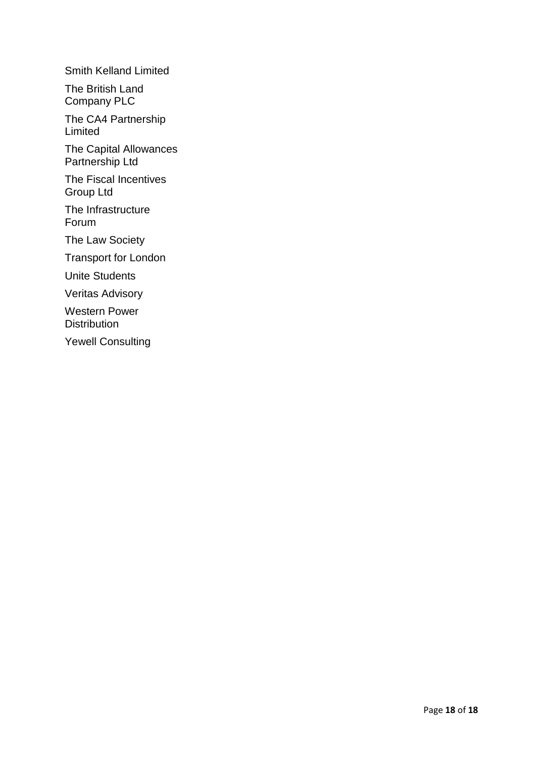Smith Kelland Limited

The British Land Company PLC

The CA4 Partnership Limited

The Capital Allowances Partnership Ltd

The Fiscal Incentives Group Ltd

The Infrastructure Forum

The Law Society

Transport for London

Unite Students

Veritas Advisory

Western Power Distribution

Yewell Consulting